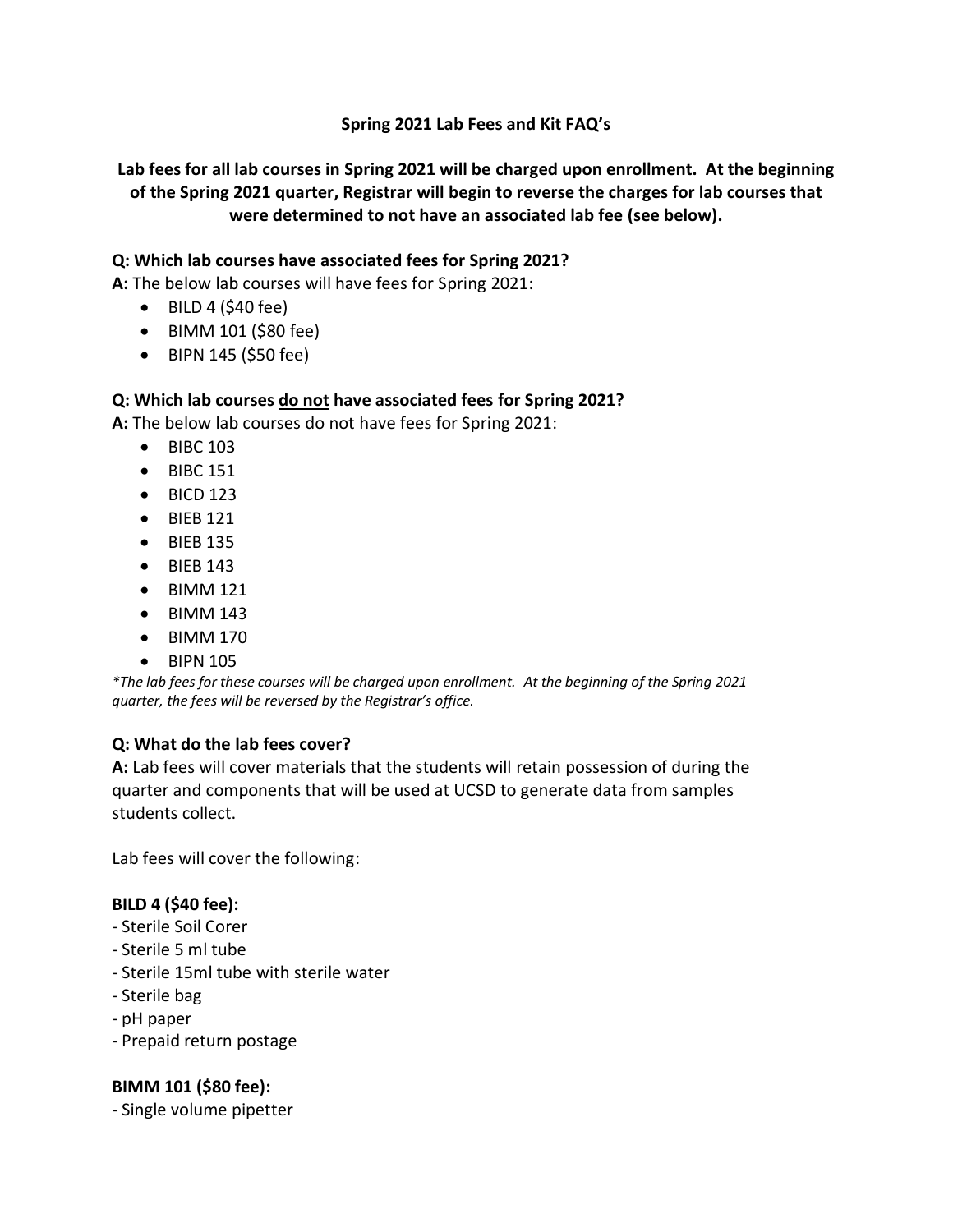# Spring 2021 Lab Fees and Kit FAQ's

**Lab fees for all lab courses in Spring 2021 will be charged upon enrollment. At the beginning of the Spring 2021 quarter, Registrar will begin to reverse the charges for lab courses that were determined to not have an associated lab fee (see below).**

### Q: Which lab courses have associated fees for Spring 2021?

**A:** The below lab courses will have fees for Spring 2021:

- BILD 4 ($40 fee)
- BIMM 101 ($80 fee)
- BIPN 145 ($50 fee)

### Q: Which lab courses <u>do not</u> have associated fees for Spring 2021?

**A:** The below lab courses do not have fees for Spring 2021:

- BIBC 103
- BIBC 151
- BICD 123
- BIEB 121
- BIEB 135
- BIEB 143
- BIMM 121
- BIMM 143
- BIMM 170
- BIPN 105

*\*The lab fees for these courses will be charged upon enrollment. At the beginning of the Spring 2021 quarter, the fees will be reversed by the Registrar's office.*

### Q: What do the lab fees cover?

**A:** Lab fees will cover materials that the students will retain possession of during the quarter and components that will be used at UCSD to generate data from samples students collect.

Lab fees will cover the following:

**BILD 4 ($40 fee):**

- Sterile Soil Corer
- Sterile 5 ml tube
- Sterile 15ml tube with sterile water
- Sterile bag
- pH paper
- Prepaid return postage

**BIMM 101 ($80 fee):**

- Single volume pipetter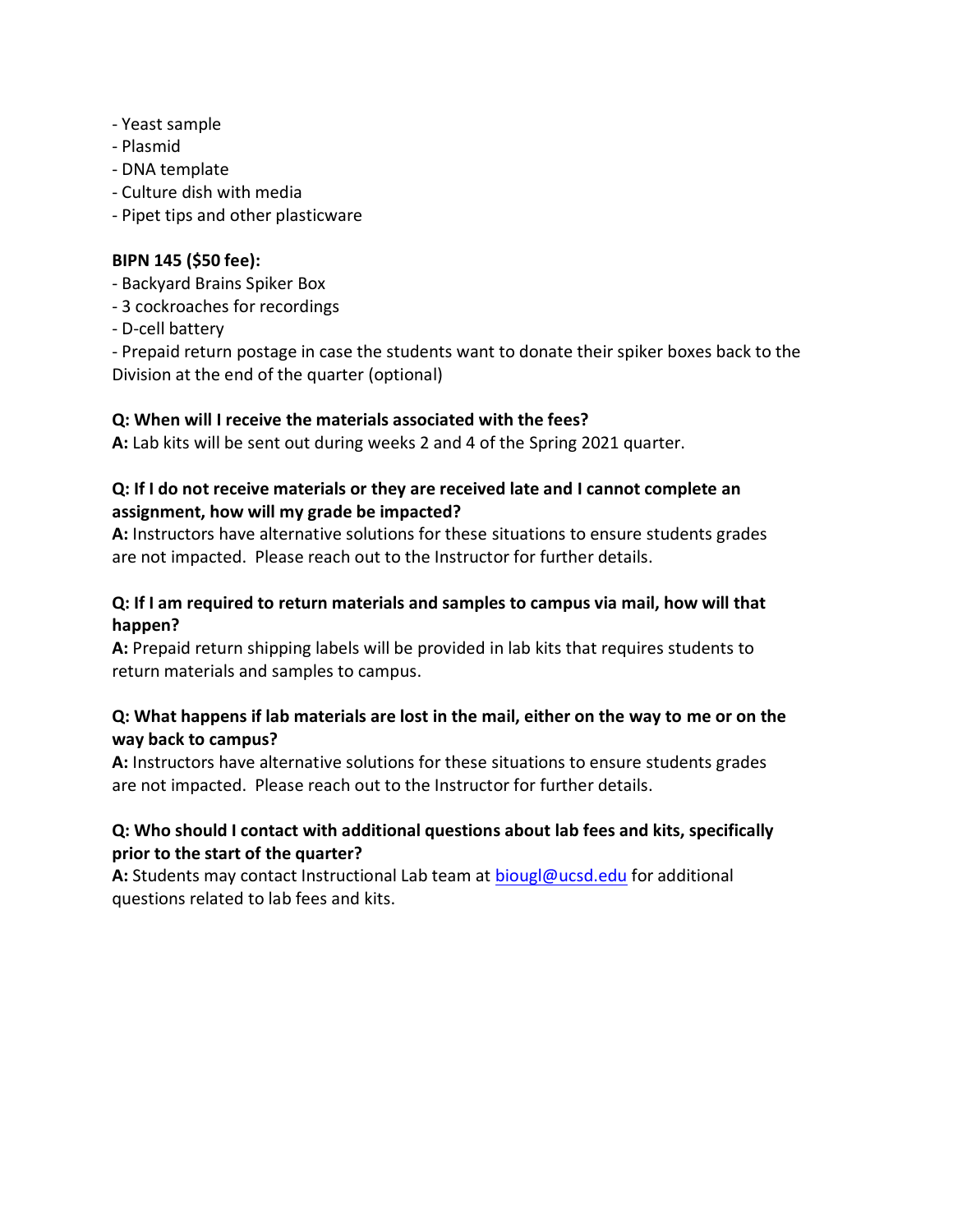- Yeast sample
- Plasmid
- DNA template
- Culture dish with media
- Pipet tips and other plasticware

**BIPN 145 ($50 fee):**

- Backyard Brains Spiker Box
- 3 cockroaches for recordings
- D-cell battery
- Prepaid return postage in case the students want to donate their spiker boxes back to the Division at the end of the quarter (optional)

**Q: When will I receive the materials associated with the fees?**
**A:** Lab kits will be sent out during weeks 2 and 4 of the Spring 2021 quarter.

**Q: If I do not receive materials or they are received late and I cannot complete an assignment, how will my grade be impacted?**
**A:** Instructors have alternative solutions for these situations to ensure students grades are not impacted. Please reach out to the Instructor for further details.

**Q: If I am required to return materials and samples to campus via mail, how will that happen?**
**A:** Prepaid return shipping labels will be provided in lab kits that requires students to return materials and samples to campus.

**Q: What happens if lab materials are lost in the mail, either on the way to me or on the way back to campus?**
**A:** Instructors have alternative solutions for these situations to ensure students grades are not impacted. Please reach out to the Instructor for further details.

**Q: Who should I contact with additional questions about lab fees and kits, specifically prior to the start of the quarter?**
**A:** Students may contact Instructional Lab team at [biougl@ucsd.edu](mailto:biougl@ucsd.edu) for additional questions related to lab fees and kits.